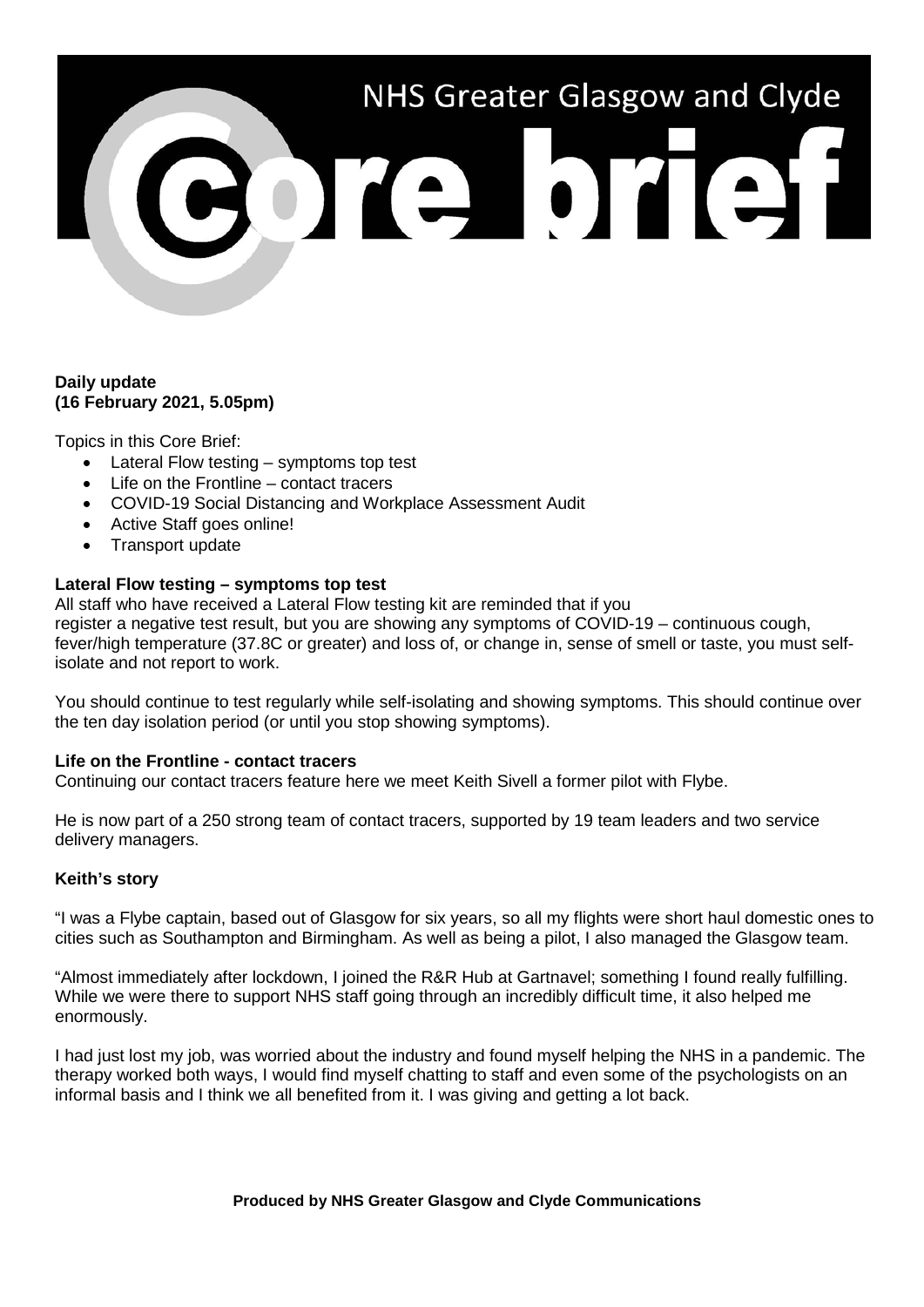# NHS Greater Glasgow and Clyde

# Core brief

**Daily update**
**(16 February 2021, 5.05pm)**

Topics in this Core Brief:

- Lateral Flow testing – symptoms top test
- Life on the Frontline – contact tracers
- COVID-19 Social Distancing and Workplace Assessment Audit
- Active Staff goes online!
- Transport update

**Lateral Flow testing – symptoms top test**

All staff who have received a Lateral Flow testing kit are reminded that if you register a negative test result, but you are showing any symptoms of COVID-19 – continuous cough, fever/high temperature (37.8C or greater) and loss of, or change in, sense of smell or taste, you must self-isolate and not report to work.

You should continue to test regularly while self-isolating and showing symptoms. This should continue over the ten day isolation period (or until you stop showing symptoms).

**Life on the Frontline - contact tracers**

Continuing our contact tracers feature here we meet Keith Sivell a former pilot with Flybe.

He is now part of a 250 strong team of contact tracers, supported by 19 team leaders and two service delivery managers.

**Keith's story**

"I was a Flybe captain, based out of Glasgow for six years, so all my flights were short haul domestic ones to cities such as Southampton and Birmingham. As well as being a pilot, I also managed the Glasgow team.

"Almost immediately after lockdown, I joined the R&R Hub at Gartnavel; something I found really fulfilling. While we were there to support NHS staff going through an incredibly difficult time, it also helped me enormously.

I had just lost my job, was worried about the industry and found myself helping the NHS in a pandemic. The therapy worked both ways, I would find myself chatting to staff and even some of the psychologists on an informal basis and I think we all benefited from it. I was giving and getting a lot back.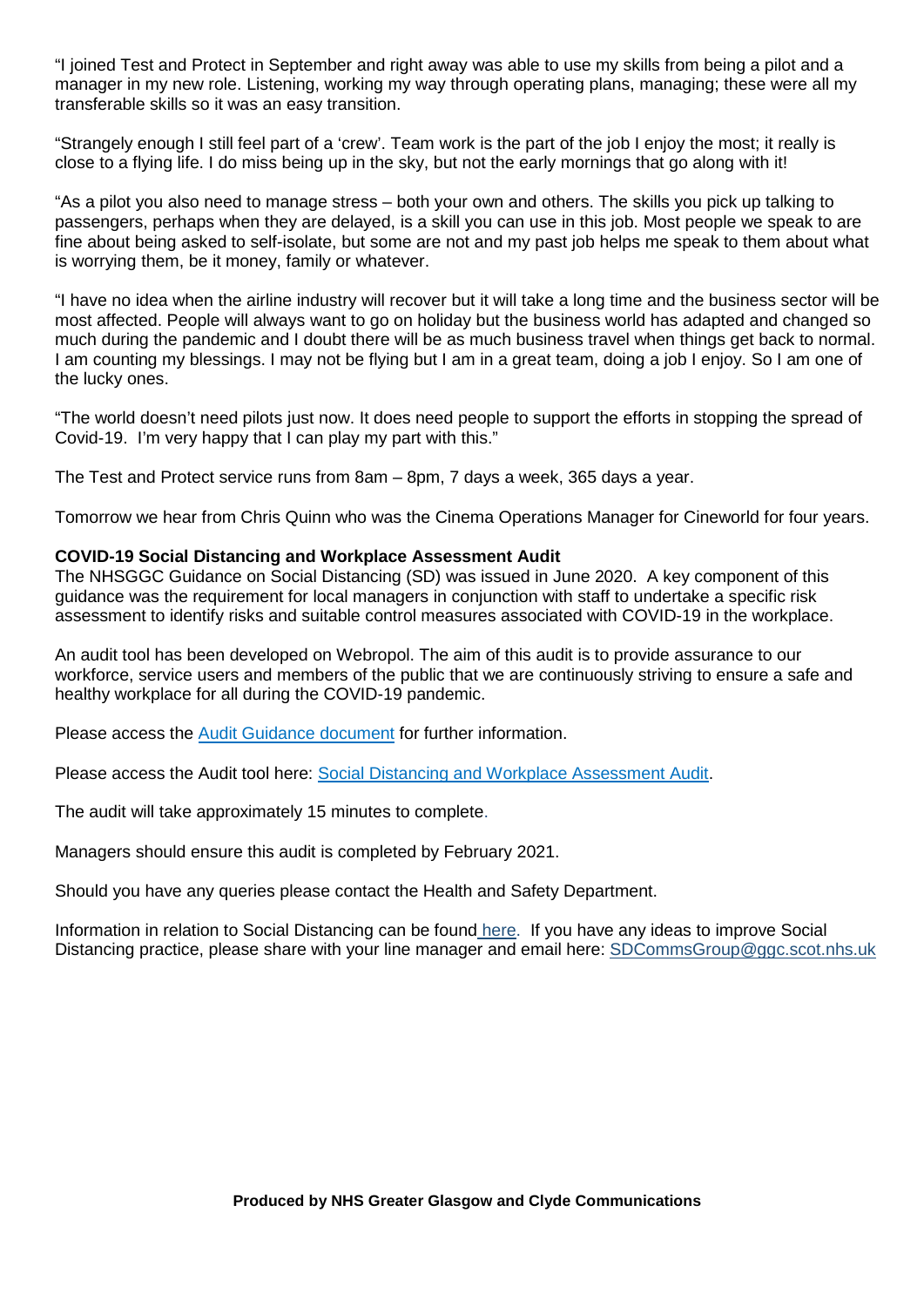"I joined Test and Protect in September and right away was able to use my skills from being a pilot and a manager in my new role. Listening, working my way through operating plans, managing; these were all my transferable skills so it was an easy transition.

"Strangely enough I still feel part of a 'crew'. Team work is the part of the job I enjoy the most; it really is close to a flying life. I do miss being up in the sky, but not the early mornings that go along with it!

"As a pilot you also need to manage stress – both your own and others. The skills you pick up talking to passengers, perhaps when they are delayed, is a skill you can use in this job. Most people we speak to are fine about being asked to self-isolate, but some are not and my past job helps me speak to them about what is worrying them, be it money, family or whatever.

"I have no idea when the airline industry will recover but it will take a long time and the business sector will be most affected. People will always want to go on holiday but the business world has adapted and changed so much during the pandemic and I doubt there will be as much business travel when things get back to normal. I am counting my blessings. I may not be flying but I am in a great team, doing a job I enjoy. So I am one of the lucky ones.

"The world doesn't need pilots just now. It does need people to support the efforts in stopping the spread of Covid-19. I'm very happy that I can play my part with this."

The Test and Protect service runs from 8am – 8pm, 7 days a week, 365 days a year.

Tomorrow we hear from Chris Quinn who was the Cinema Operations Manager for Cineworld for four years.

**COVID-19 Social Distancing and Workplace Assessment Audit**

The NHSGGC Guidance on Social Distancing (SD) was issued in June 2020. A key component of this guidance was the requirement for local managers in conjunction with staff to undertake a specific risk assessment to identify risks and suitable control measures associated with COVID-19 in the workplace.

An audit tool has been developed on Webropol. The aim of this audit is to provide assurance to our workforce, service users and members of the public that we are continuously striving to ensure a safe and healthy workplace for all during the COVID-19 pandemic.

Please access the Audit Guidance document for further information.

Please access the Audit tool here: Social Distancing and Workplace Assessment Audit.

The audit will take approximately 15 minutes to complete.

Managers should ensure this audit is completed by February 2021.

Should you have any queries please contact the Health and Safety Department.

Information in relation to Social Distancing can be found here. If you have any ideas to improve Social Distancing practice, please share with your line manager and email here: SDCommsGroup@ggc.scot.nhs.uk

**Produced by NHS Greater Glasgow and Clyde Communications**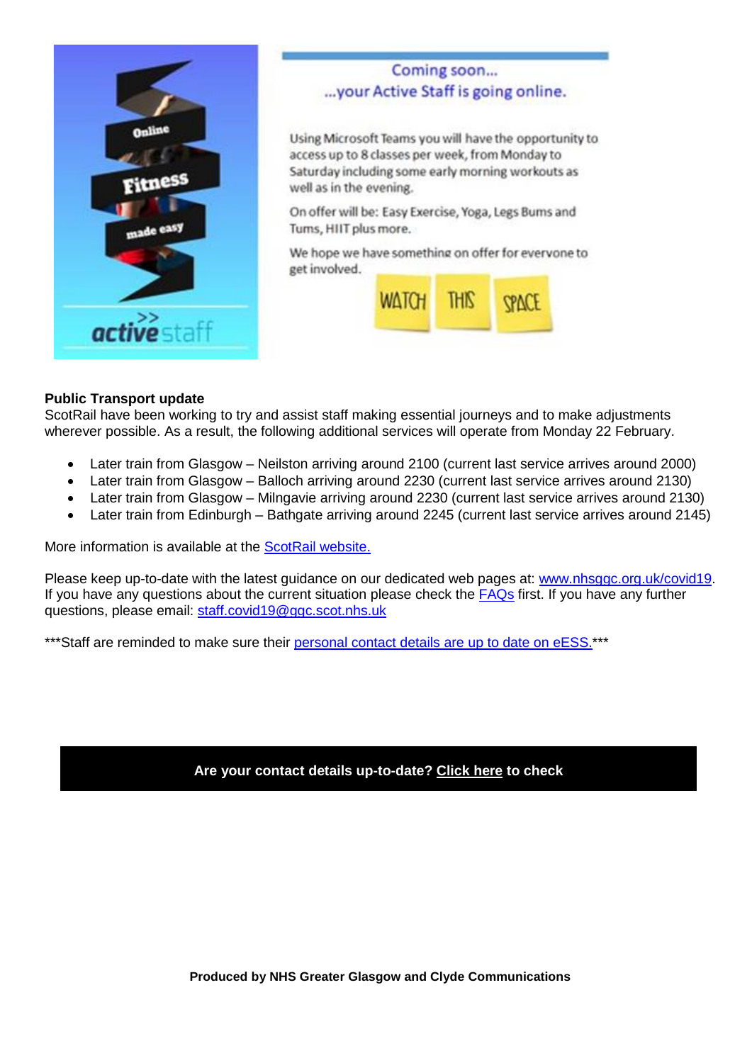Coming soon…
…your Active Staff is going online.

Using Microsoft Teams you will have the opportunity to access up to 8 classes per week, from Monday to Saturday including some early morning workouts as well as in the evening.

On offer will be: Easy Exercise, Yoga, Legs Bums and Tums, HIIT plus more.

We hope we have something on offer for everyone to get involved.

WATCH THIS SPACE

**Public Transport update**
ScotRail have been working to try and assist staff making essential journeys and to make adjustments wherever possible. As a result, the following additional services will operate from Monday 22 February.

- Later train from Glasgow – Neilston arriving around 2100 (current last service arrives around 2000)
- Later train from Glasgow – Balloch arriving around 2230 (current last service arrives around 2130)
- Later train from Glasgow – Milngavie arriving around 2230 (current last service arrives around 2130)
- Later train from Edinburgh – Bathgate arriving around 2245 (current last service arrives around 2145)

More information is available at the ScotRail website.

Please keep up-to-date with the latest guidance on our dedicated web pages at: www.nhsggc.org.uk/covid19. If you have any questions about the current situation please check the FAQs first. If you have any further questions, please email: staff.covid19@ggc.scot.nhs.uk

***Staff are reminded to make sure their personal contact details are up to date on eESS.***

**Are your contact details up-to-date? Click here to check**

**Produced by NHS Greater Glasgow and Clyde Communications**